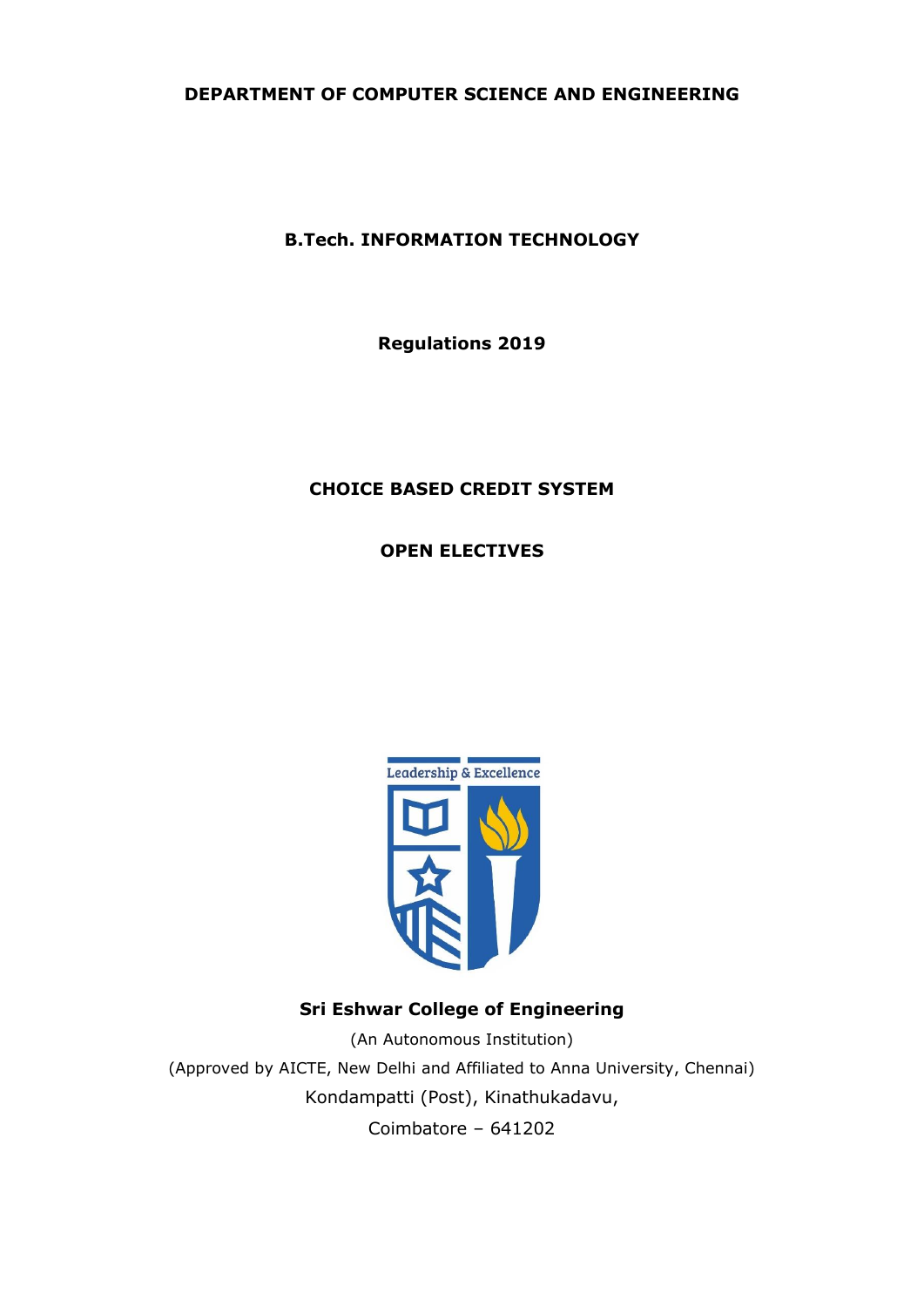**DEPARTMENT OF COMPUTER SCIENCE AND ENGINEERING**

**B.Tech. INFORMATION TECHNOLOGY**

**Regulations 2019**

**CHOICE BASED CREDIT SYSTEM**

**OPEN ELECTIVES**

Leadership & Excellence

**Sri Eshwar College of Engineering**

(An Autonomous Institution)

(Approved by AICTE, New Delhi and Affiliated to Anna University, Chennai)

Kondampatti (Post), Kinathukadavu,

Coimbatore – 641202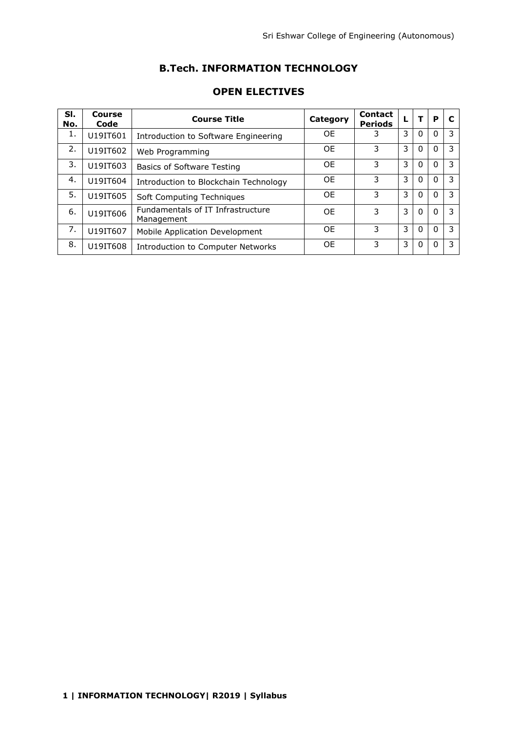## B.Tech. INFORMATION TECHNOLOGY

## OPEN ELECTIVES

| Sl. No. | Course Code | Course Title | Category | Contact Periods | L | T | P | C |
|---|---|---|---|---|---|---|---|---|
| 1. | U19IT601 | Introduction to Software Engineering | OE | 3 | 3 | 0 | 0 | 3 |
| 2. | U19IT602 | Web Programming | OE | 3 | 3 | 0 | 0 | 3 |
| 3. | U19IT603 | Basics of Software Testing | OE | 3 | 3 | 0 | 0 | 3 |
| 4. | U19IT604 | Introduction to Blockchain Technology | OE | 3 | 3 | 0 | 0 | 3 |
| 5. | U19IT605 | Soft Computing Techniques | OE | 3 | 3 | 0 | 0 | 3 |
| 6. | U19IT606 | Fundamentals of IT Infrastructure Management | OE | 3 | 3 | 0 | 0 | 3 |
| 7. | U19IT607 | Mobile Application Development | OE | 3 | 3 | 0 | 0 | 3 |
| 8. | U19IT608 | Introduction to Computer Networks | OE | 3 | 3 | 0 | 0 | 3 |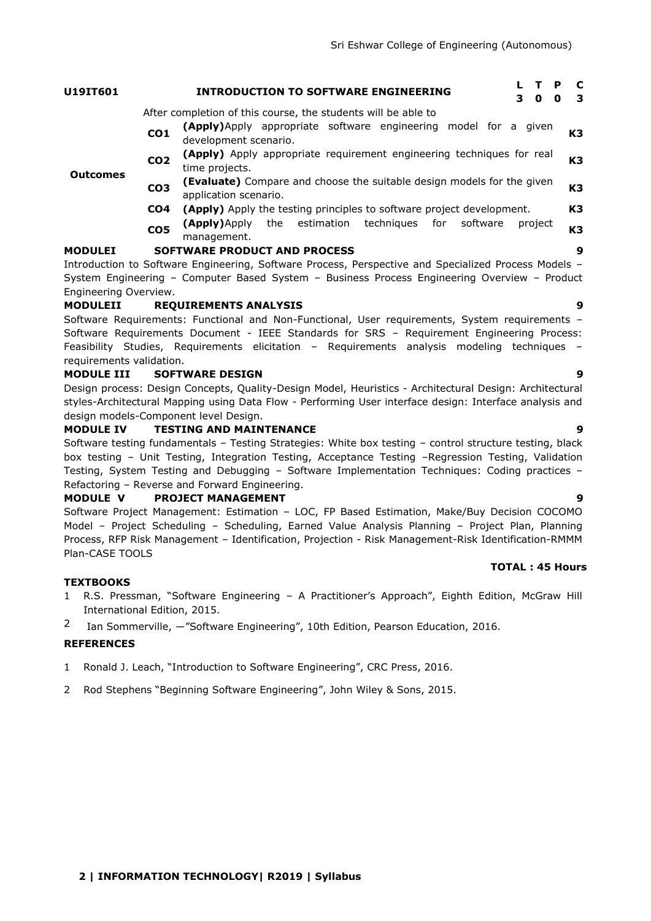| U19IT601 | INTRODUCTION TO SOFTWARE ENGINEERING | L | T | P | C |
|---|---|---|---|---|---|
| | | 3 | 0 | 0 | 3 |

After completion of this course, the students will be able to

| Outcomes | | | |
|---|---|---|---|
| | **CO1** | **(Apply)**Apply appropriate software engineering model for a given development scenario. | **K3** |
| | **CO2** | **(Apply)** Apply appropriate requirement engineering techniques for real time projects. | **K3** |
| | **CO3** | **(Evaluate)** Compare and choose the suitable design models for the given application scenario. | **K3** |
| | **CO4** | **(Apply)** Apply the testing principles to software project development. | **K3** |
| | **CO5** | **(Apply)**Apply the estimation techniques for software project management. | **K3** |

**MODULEI SOFTWARE PRODUCT AND PROCESS** **9**

Introduction to Software Engineering, Software Process, Perspective and Specialized Process Models – System Engineering – Computer Based System – Business Process Engineering Overview – Product Engineering Overview.

**MODULEII REQUIREMENTS ANALYSIS** **9**

Software Requirements: Functional and Non-Functional, User requirements, System requirements – Software Requirements Document - IEEE Standards for SRS – Requirement Engineering Process: Feasibility Studies, Requirements elicitation – Requirements analysis modeling techniques – requirements validation.

**MODULE III SOFTWARE DESIGN** **9**

Design process: Design Concepts, Quality-Design Model, Heuristics - Architectural Design: Architectural styles-Architectural Mapping using Data Flow - Performing User interface design: Interface analysis and design models-Component level Design.

**MODULE IV TESTING AND MAINTENANCE** **9**

Software testing fundamentals – Testing Strategies: White box testing – control structure testing, black box testing – Unit Testing, Integration Testing, Acceptance Testing –Regression Testing, Validation Testing, System Testing and Debugging – Software Implementation Techniques: Coding practices – Refactoring – Reverse and Forward Engineering.

**MODULE V PROJECT MANAGEMENT** **9**

Software Project Management: Estimation – LOC, FP Based Estimation, Make/Buy Decision COCOMO Model – Project Scheduling – Scheduling, Earned Value Analysis Planning – Project Plan, Planning Process, RFP Risk Management – Identification, Projection - Risk Management-Risk Identification-RMMM Plan-CASE TOOLS

**TOTAL : 45 Hours**

**TEXTBOOKS**

1. R.S. Pressman, "Software Engineering – A Practitioner's Approach", Eighth Edition, McGraw Hill International Edition, 2015.
2. Ian Sommerville, —"Software Engineering", 10th Edition, Pearson Education, 2016.

**REFERENCES**

1. Ronald J. Leach, "Introduction to Software Engineering", CRC Press, 2016.
2. Rod Stephens "Beginning Software Engineering", John Wiley & Sons, 2015.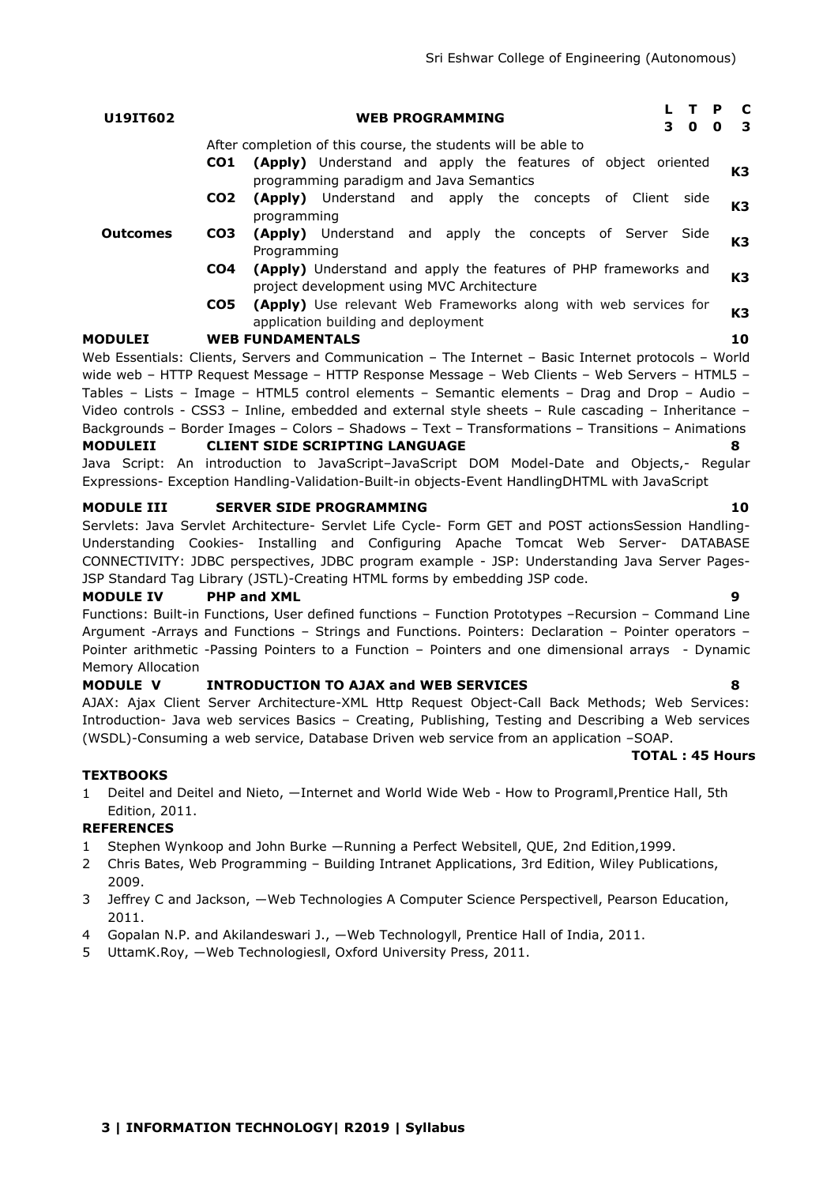| U19IT602 | WEB PROGRAMMING | L | T | P | C |
|---|---|---|---|---|---|
| | | 3 | 0 | 0 | 3 |

| | | After completion of this course, the students will be able to | |
|---|---|---|---|
| **Outcomes** | **CO1** | **(Apply)** Understand and apply the features of object oriented programming paradigm and Java Semantics | **K3** |
| | **CO2** | **(Apply)** Understand and apply the concepts of Client side programming | **K3** |
| | **CO3** | **(Apply)** Understand and apply the concepts of Server Side Programming | **K3** |
| | **CO4** | **(Apply)** Understand and apply the features of PHP frameworks and project development using MVC Architecture | **K3** |
| | **CO5** | **(Apply)** Use relevant Web Frameworks along with web services for application building and deployment | **K3** |

**MODULEI WEB FUNDAMENTALS 10**

Web Essentials: Clients, Servers and Communication – The Internet – Basic Internet protocols – World wide web – HTTP Request Message – HTTP Response Message – Web Clients – Web Servers – HTML5 – Tables – Lists – Image – HTML5 control elements – Semantic elements – Drag and Drop – Audio – Video controls - CSS3 – Inline, embedded and external style sheets – Rule cascading – Inheritance – Backgrounds – Border Images – Colors – Shadows – Text – Transformations – Transitions – Animations

**MODULEII CLIENT SIDE SCRIPTING LANGUAGE 8**

Java Script: An introduction to JavaScript–JavaScript DOM Model-Date and Objects,- Regular Expressions- Exception Handling-Validation-Built-in objects-Event HandlingDHTML with JavaScript

**MODULE III SERVER SIDE PROGRAMMING 10**

Servlets: Java Servlet Architecture- Servlet Life Cycle- Form GET and POST actionsSession Handling- Understanding Cookies- Installing and Configuring Apache Tomcat Web Server- DATABASE CONNECTIVITY: JDBC perspectives, JDBC program example - JSP: Understanding Java Server Pages- JSP Standard Tag Library (JSTL)-Creating HTML forms by embedding JSP code.

**MODULE IV PHP and XML 9**

Functions: Built-in Functions, User defined functions – Function Prototypes –Recursion – Command Line Argument -Arrays and Functions – Strings and Functions. Pointers: Declaration – Pointer operators – Pointer arithmetic -Passing Pointers to a Function – Pointers and one dimensional arrays - Dynamic Memory Allocation

**MODULE V INTRODUCTION TO AJAX and WEB SERVICES 8**

AJAX: Ajax Client Server Architecture-XML Http Request Object-Call Back Methods; Web Services: Introduction- Java web services Basics – Creating, Publishing, Testing and Describing a Web services (WSDL)-Consuming a web service, Database Driven web service from an application –SOAP.

**TOTAL : 45 Hours**

**TEXTBOOKS**

1. Deitel and Deitel and Nieto, ―Internet and World Wide Web - How to Program‖,Prentice Hall, 5th Edition, 2011.

**REFERENCES**

1. Stephen Wynkoop and John Burke ―Running a Perfect Website‖, QUE, 2nd Edition,1999.
2. Chris Bates, Web Programming – Building Intranet Applications, 3rd Edition, Wiley Publications, 2009.
3. Jeffrey C and Jackson, ―Web Technologies A Computer Science Perspective‖, Pearson Education, 2011.
4. Gopalan N.P. and Akilandeswari J., ―Web Technology‖, Prentice Hall of India, 2011.
5. UttamK.Roy, ―Web Technologies‖, Oxford University Press, 2011.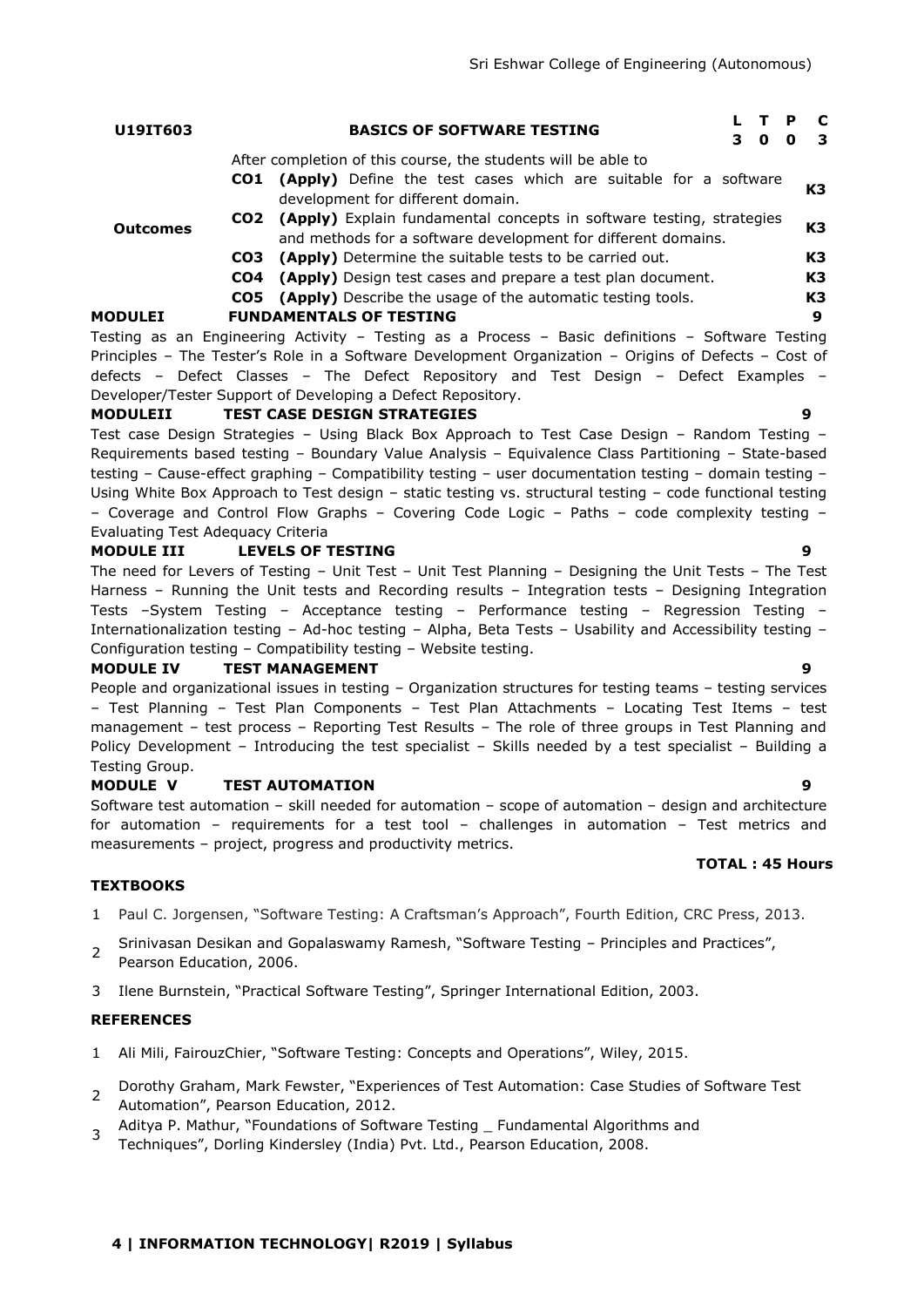| U19IT603 | BASICS OF SOFTWARE TESTING | L | T | P | C |
|---|---|---|---|---|---|
| | | 3 | 0 | 0 | 3 |

**Outcomes**

After completion of this course, the students will be able to

| | | |
|---|---|---|
| **CO1** | **(Apply)** Define the test cases which are suitable for a software development for different domain. | **K3** |
| **CO2** | **(Apply)** Explain fundamental concepts in software testing, strategies and methods for a software development for different domains. | **K3** |
| **CO3** | **(Apply)** Determine the suitable tests to be carried out. | **K3** |
| **CO4** | **(Apply)** Design test cases and prepare a test plan document. | **K3** |
| **CO5** | **(Apply)** Describe the usage of the automatic testing tools. | **K3** |

**MODULEI FUNDAMENTALS OF TESTING** **9**

Testing as an Engineering Activity – Testing as a Process – Basic definitions – Software Testing Principles – The Tester's Role in a Software Development Organization – Origins of Defects – Cost of defects – Defect Classes – The Defect Repository and Test Design – Defect Examples – Developer/Tester Support of Developing a Defect Repository.

**MODULEII TEST CASE DESIGN STRATEGIES** **9**

Test case Design Strategies – Using Black Box Approach to Test Case Design – Random Testing – Requirements based testing – Boundary Value Analysis – Equivalence Class Partitioning – State-based testing – Cause-effect graphing – Compatibility testing – user documentation testing – domain testing – Using White Box Approach to Test design – static testing vs. structural testing – code functional testing – Coverage and Control Flow Graphs – Covering Code Logic – Paths – code complexity testing – Evaluating Test Adequacy Criteria

**MODULE III LEVELS OF TESTING** **9**

The need for Levers of Testing – Unit Test – Unit Test Planning – Designing the Unit Tests – The Test Harness – Running the Unit tests and Recording results – Integration tests – Designing Integration Tests –System Testing – Acceptance testing – Performance testing – Regression Testing – Internationalization testing – Ad-hoc testing – Alpha, Beta Tests – Usability and Accessibility testing – Configuration testing – Compatibility testing – Website testing.

**MODULE IV TEST MANAGEMENT** **9**

People and organizational issues in testing – Organization structures for testing teams – testing services – Test Planning – Test Plan Components – Test Plan Attachments – Locating Test Items – test management – test process – Reporting Test Results – The role of three groups in Test Planning and Policy Development – Introducing the test specialist – Skills needed by a test specialist – Building a Testing Group.

**MODULE V TEST AUTOMATION** **9**

Software test automation – skill needed for automation – scope of automation – design and architecture for automation – requirements for a test tool – challenges in automation – Test metrics and measurements – project, progress and productivity metrics.

**TOTAL : 45 Hours**

**TEXTBOOKS**

1. Paul C. Jorgensen, "Software Testing: A Craftsman's Approach", Fourth Edition, CRC Press, 2013.
2. Srinivasan Desikan and Gopalaswamy Ramesh, "Software Testing – Principles and Practices", Pearson Education, 2006.
3. Ilene Burnstein, "Practical Software Testing", Springer International Edition, 2003.

**REFERENCES**

1. Ali Mili, FairouzChier, "Software Testing: Concepts and Operations", Wiley, 2015.
2. Dorothy Graham, Mark Fewster, "Experiences of Test Automation: Case Studies of Software Test Automation", Pearson Education, 2012.
3. Aditya P. Mathur, "Foundations of Software Testing _ Fundamental Algorithms and Techniques", Dorling Kindersley (India) Pvt. Ltd., Pearson Education, 2008.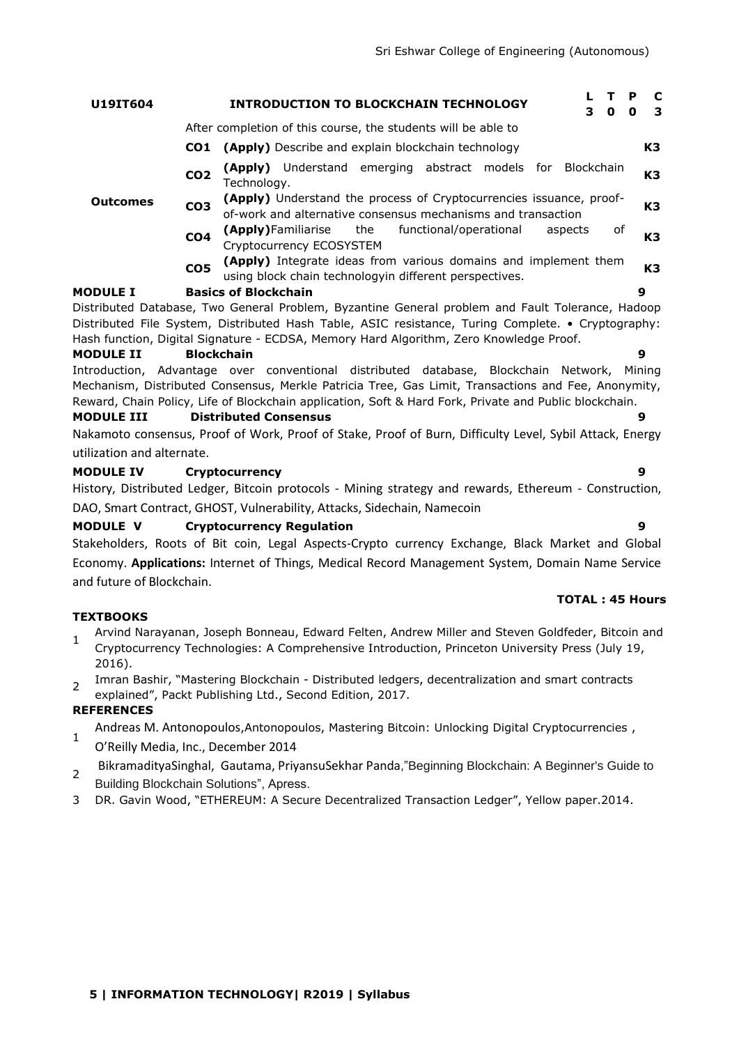| U19IT604 | INTRODUCTION TO BLOCKCHAIN TECHNOLOGY | | L | T | P | C |
|---|---|---|---|---|---|---|
| | | | 3 | 0 | 0 | 3 |

| | | | |
|---|---|---|---|
| **Outcomes** | | After completion of this course, the students will be able to | |
| | **CO1** | **(Apply)** Describe and explain blockchain technology | **K3** |
| | **CO2** | **(Apply)** Understand emerging abstract models for Blockchain Technology. | **K3** |
| | **CO3** | **(Apply)** Understand the process of Cryptocurrencies issuance, proof-of-work and alternative consensus mechanisms and transaction | **K3** |
| | **CO4** | **(Apply)**Familiarise the functional/operational aspects of Cryptocurrency ECOSYSTEM | **K3** |
| | **CO5** | **(Apply)** Integrate ideas from various domains and implement them using block chain technologyin different perspectives. | **K3** |

**MODULE I** **Basics of Blockchain** **9**

Distributed Database, Two General Problem, Byzantine General problem and Fault Tolerance, Hadoop Distributed File System, Distributed Hash Table, ASIC resistance, Turing Complete. • Cryptography: Hash function, Digital Signature - ECDSA, Memory Hard Algorithm, Zero Knowledge Proof.

**MODULE II** **Blockchain** **9**

Introduction, Advantage over conventional distributed database, Blockchain Network, Mining Mechanism, Distributed Consensus, Merkle Patricia Tree, Gas Limit, Transactions and Fee, Anonymity, Reward, Chain Policy, Life of Blockchain application, Soft & Hard Fork, Private and Public blockchain.

**MODULE III** **Distributed Consensus** **9**

Nakamoto consensus, Proof of Work, Proof of Stake, Proof of Burn, Difficulty Level, Sybil Attack, Energy utilization and alternate.

**MODULE IV** **Cryptocurrency** **9**

History, Distributed Ledger, Bitcoin protocols - Mining strategy and rewards, Ethereum - Construction, DAO, Smart Contract, GHOST, Vulnerability, Attacks, Sidechain, Namecoin

**MODULE V** **Cryptocurrency Regulation** **9**

Stakeholders, Roots of Bit coin, Legal Aspects-Crypto currency Exchange, Black Market and Global Economy. **Applications:** Internet of Things, Medical Record Management System, Domain Name Service and future of Blockchain.

**TOTAL : 45 Hours**

**TEXTBOOKS**

1. Arvind Narayanan, Joseph Bonneau, Edward Felten, Andrew Miller and Steven Goldfeder, Bitcoin and Cryptocurrency Technologies: A Comprehensive Introduction, Princeton University Press (July 19, 2016).
2. Imran Bashir, "Mastering Blockchain - Distributed ledgers, decentralization and smart contracts explained", Packt Publishing Ltd., Second Edition, 2017.

**REFERENCES**

1. Andreas M. Antonopoulos,Antonopoulos, Mastering Bitcoin: Unlocking Digital Cryptocurrencies , O'Reilly Media, Inc., December 2014
2. BikramadityaSinghal, Gautama, PriyansuSekhar Panda,"Beginning Blockchain: A Beginner's Guide to Building Blockchain Solutions", Apress.
3. DR. Gavin Wood, "ETHEREUM: A Secure Decentralized Transaction Ledger", Yellow paper.2014.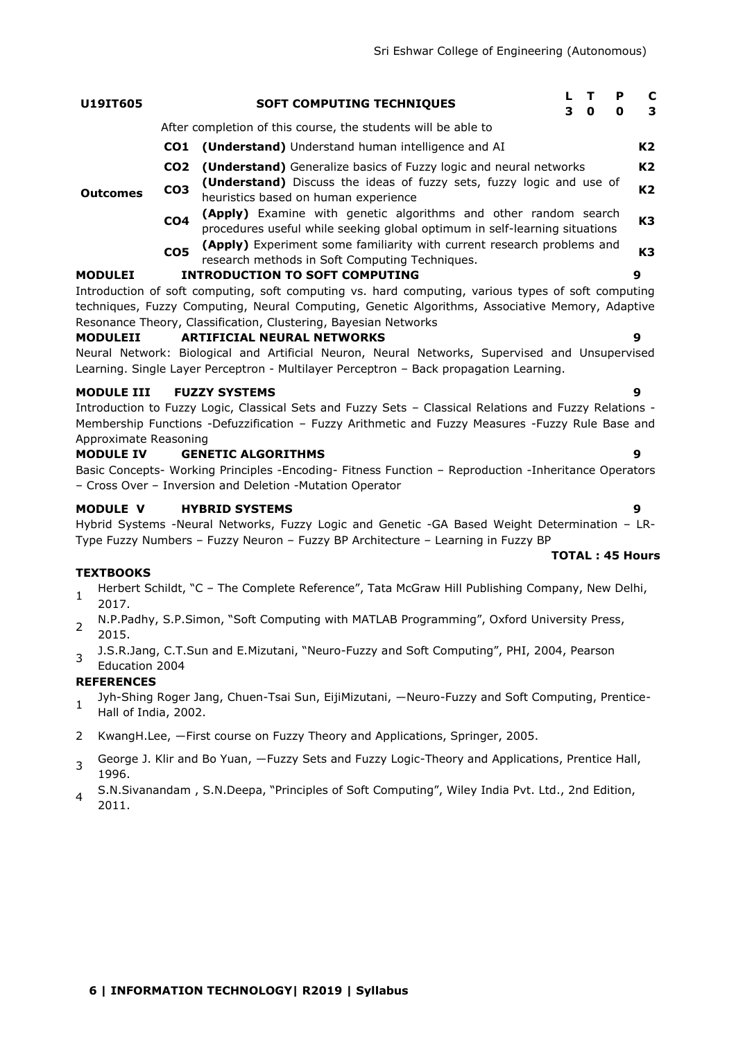| U19IT605 | | SOFT COMPUTING TECHNIQUES | L | T | P | C |
|---|---|---|---|---|---|---|
| | | | 3 | 0 | 0 | 3 |
| | | After completion of this course, the students will be able to | | | | |
| **Outcomes** | **CO1** | **(Understand)** Understand human intelligence and AI | | | | **K2** |
| | **CO2** | **(Understand)** Generalize basics of Fuzzy logic and neural networks | | | | **K2** |
| | **CO3** | **(Understand)** Discuss the ideas of fuzzy sets, fuzzy logic and use of heuristics based on human experience | | | | **K2** |
| | **CO4** | **(Apply)** Examine with genetic algorithms and other random search procedures useful while seeking global optimum in self-learning situations | | | | **K3** |
| | **CO5** | **(Apply)** Experiment some familiarity with current research problems and research methods in Soft Computing Techniques. | | | | **K3** |

**MODULEI INTRODUCTION TO SOFT COMPUTING** **9**

Introduction of soft computing, soft computing vs. hard computing, various types of soft computing techniques, Fuzzy Computing, Neural Computing, Genetic Algorithms, Associative Memory, Adaptive Resonance Theory, Classification, Clustering, Bayesian Networks

**MODULEII ARTIFICIAL NEURAL NETWORKS** **9**

Neural Network: Biological and Artificial Neuron, Neural Networks, Supervised and Unsupervised Learning. Single Layer Perceptron - Multilayer Perceptron – Back propagation Learning.

**MODULE III FUZZY SYSTEMS** **9**

Introduction to Fuzzy Logic, Classical Sets and Fuzzy Sets – Classical Relations and Fuzzy Relations - Membership Functions -Defuzzification – Fuzzy Arithmetic and Fuzzy Measures -Fuzzy Rule Base and Approximate Reasoning

**MODULE IV GENETIC ALGORITHMS** **9**

Basic Concepts- Working Principles -Encoding- Fitness Function – Reproduction -Inheritance Operators – Cross Over – Inversion and Deletion -Mutation Operator

**MODULE V HYBRID SYSTEMS** **9**

Hybrid Systems -Neural Networks, Fuzzy Logic and Genetic -GA Based Weight Determination – LR-Type Fuzzy Numbers – Fuzzy Neuron – Fuzzy BP Architecture – Learning in Fuzzy BP

**TOTAL : 45 Hours**

**TEXTBOOKS**

1. Herbert Schildt, "C – The Complete Reference", Tata McGraw Hill Publishing Company, New Delhi, 2017.
2. N.P.Padhy, S.P.Simon, "Soft Computing with MATLAB Programming", Oxford University Press, 2015.
3. J.S.R.Jang, C.T.Sun and E.Mizutani, "Neuro-Fuzzy and Soft Computing", PHI, 2004, Pearson Education 2004

**REFERENCES**

1. Jyh-Shing Roger Jang, Chuen-Tsai Sun, EijiMizutani, —Neuro-Fuzzy and Soft Computing, Prentice-Hall of India, 2002.
2. KwangH.Lee, —First course on Fuzzy Theory and Applications, Springer, 2005.
3. George J. Klir and Bo Yuan, —Fuzzy Sets and Fuzzy Logic-Theory and Applications, Prentice Hall, 1996.
4. S.N.Sivanandam , S.N.Deepa, "Principles of Soft Computing", Wiley India Pvt. Ltd., 2nd Edition, 2011.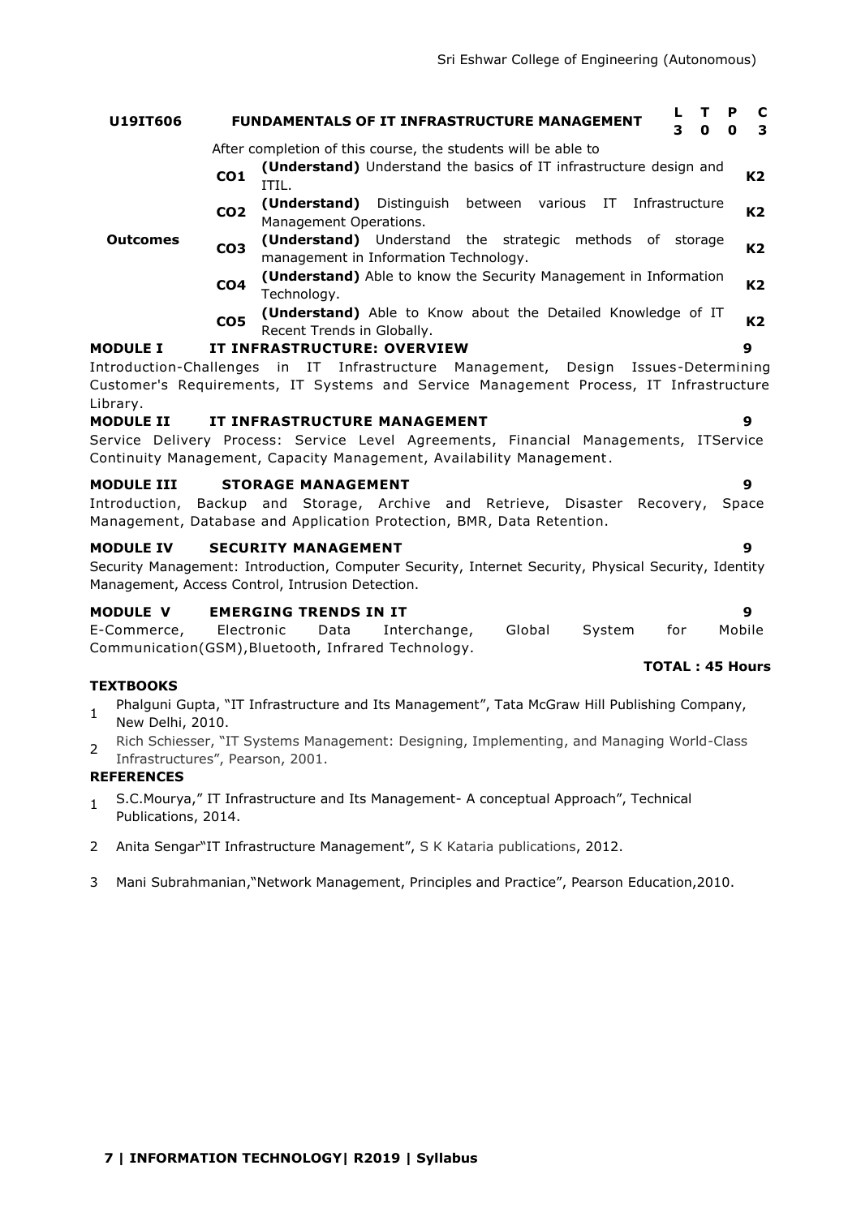| U19IT606 | FUNDAMENTALS OF IT INFRASTRUCTURE MANAGEMENT | | L | T | P | C |
|---|---|---|---|---|---|---|
| | | | 3 | 0 | 0 | 3 |

**Outcomes**

After completion of this course, the students will be able to

| | | |
|---|---|---|
| **CO1** | **(Understand)** Understand the basics of IT infrastructure design and ITIL. | **K2** |
| **CO2** | **(Understand)** Distinguish between various IT Infrastructure Management Operations. | **K2** |
| **CO3** | **(Understand)** Understand the strategic methods of storage management in Information Technology. | **K2** |
| **CO4** | **(Understand)** Able to know the Security Management in Information Technology. | **K2** |
| **CO5** | **(Understand)** Able to Know about the Detailed Knowledge of IT Recent Trends in Globally. | **K2** |

**MODULE I IT INFRASTRUCTURE: OVERVIEW** **9**

Introduction-Challenges in IT Infrastructure Management, Design Issues-Determining Customer's Requirements, IT Systems and Service Management Process, IT Infrastructure Library.

**MODULE II IT INFRASTRUCTURE MANAGEMENT** **9**

Service Delivery Process: Service Level Agreements, Financial Managements, ITService Continuity Management, Capacity Management, Availability Management.

**MODULE III STORAGE MANAGEMENT** **9**

Introduction, Backup and Storage, Archive and Retrieve, Disaster Recovery, Space Management, Database and Application Protection, BMR, Data Retention.

**MODULE IV SECURITY MANAGEMENT** **9**

Security Management: Introduction, Computer Security, Internet Security, Physical Security, Identity Management, Access Control, Intrusion Detection.

**MODULE V EMERGING TRENDS IN IT** **9**

E-Commerce, Electronic Data Interchange, Global System for Mobile Communication(GSM),Bluetooth, Infrared Technology.

**TOTAL : 45 Hours**

**TEXTBOOKS**

1. Phalguni Gupta, "IT Infrastructure and Its Management", Tata McGraw Hill Publishing Company, New Delhi, 2010.
2. Rich Schiesser, "IT Systems Management: Designing, Implementing, and Managing World-Class Infrastructures", Pearson, 2001.

**REFERENCES**

1. S.C.Mourya," IT Infrastructure and Its Management- A conceptual Approach", Technical Publications, 2014.
2. Anita Sengar"IT Infrastructure Management", S K Kataria publications, 2012.
3. Mani Subrahmanian,"Network Management, Principles and Practice", Pearson Education,2010.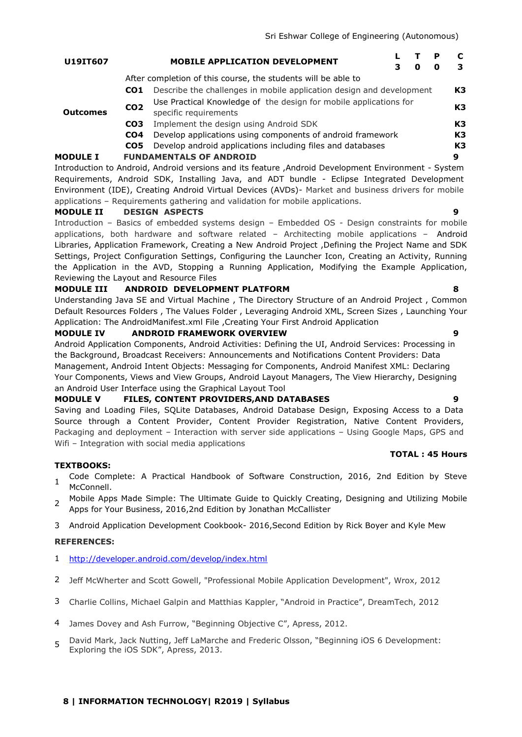| U19IT607 | MOBILE APPLICATION DEVELOPMENT | L | T | P | C |
|---|---|---|---|---|---|
| | | 3 | 0 | 0 | 3 |

| | | After completion of this course, the students will be able to | |
|---|---|---|---|
| **Outcomes** | **CO1** | Describe the challenges in mobile application design and development | **K3** |
| | **CO2** | Use Practical Knowledge of the design for mobile applications for specific requirements | **K3** |
| | **CO3** | Implement the design using Android SDK | **K3** |
| | **CO4** | Develop applications using components of android framework | **K3** |
| | **CO5** | Develop android applications including files and databases | **K3** |

**MODULE I FUNDAMENTALS OF ANDROID 9**

Introduction to Android, Android versions and its feature ,Android Development Environment - System Requirements, Android SDK, Installing Java, and ADT bundle - Eclipse Integrated Development Environment (IDE), Creating Android Virtual Devices (AVDs)- Market and business drivers for mobile applications – Requirements gathering and validation for mobile applications.

**MODULE II DESIGN ASPECTS 9**

Introduction – Basics of embedded systems design – Embedded OS - Design constraints for mobile applications, both hardware and software related – Architecting mobile applications – Android Libraries, Application Framework, Creating a New Android Project ,Defining the Project Name and SDK Settings, Project Configuration Settings, Configuring the Launcher Icon, Creating an Activity, Running the Application in the AVD, Stopping a Running Application, Modifying the Example Application, Reviewing the Layout and Resource Files

**MODULE III ANDROID DEVELOPMENT PLATFORM 8**

Understanding Java SE and Virtual Machine , The Directory Structure of an Android Project , Common Default Resources Folders , The Values Folder , Leveraging Android XML, Screen Sizes , Launching Your Application: The AndroidManifest.xml File ,Creating Your First Android Application

**MODULE IV ANDROID FRAMEWORK OVERVIEW 9**

Android Application Components, Android Activities: Defining the UI, Android Services: Processing in the Background, Broadcast Receivers: Announcements and Notifications Content Providers: Data Management, Android Intent Objects: Messaging for Components, Android Manifest XML: Declaring Your Components, Views and View Groups, Android Layout Managers, The View Hierarchy, Designing an Android User Interface using the Graphical Layout Tool

**MODULE V FILES, CONTENT PROVIDERS,AND DATABASES 9**

Saving and Loading Files, SQLite Databases, Android Database Design, Exposing Access to a Data Source through a Content Provider, Content Provider Registration, Native Content Providers, Packaging and deployment – Interaction with server side applications – Using Google Maps, GPS and Wifi – Integration with social media applications

**TOTAL : 45 Hours**

**TEXTBOOKS:**

1. Code Complete: A Practical Handbook of Software Construction, 2016, 2nd Edition by Steve McConnell.
2. Mobile Apps Made Simple: The Ultimate Guide to Quickly Creating, Designing and Utilizing Mobile Apps for Your Business, 2016,2nd Edition by Jonathan McCallister
3. Android Application Development Cookbook- 2016,Second Edition by Rick Boyer and Kyle Mew

**REFERENCES:**

1. http://developer.android.com/develop/index.html
2. Jeff McWherter and Scott Gowell, "Professional Mobile Application Development", Wrox, 2012
3. Charlie Collins, Michael Galpin and Matthias Kappler, "Android in Practice", DreamTech, 2012
4. James Dovey and Ash Furrow, "Beginning Objective C", Apress, 2012.
5. David Mark, Jack Nutting, Jeff LaMarche and Frederic Olsson, "Beginning iOS 6 Development: Exploring the iOS SDK", Apress, 2013.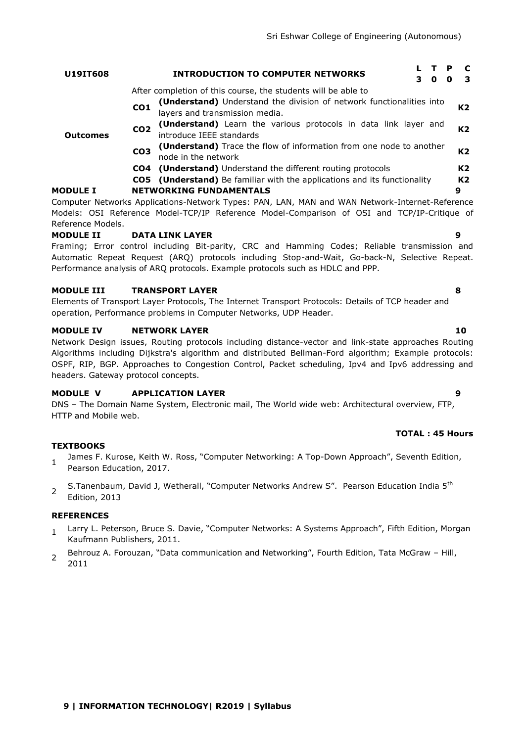| U19IT608 | INTRODUCTION TO COMPUTER NETWORKS | L | T | P | C |
|---|---|---|---|---|---|
| | | 3 | 0 | 0 | 3 |

| | | | |
|---|---|---|---|
| **Outcomes** | | After completion of this course, the students will be able to | |
| | **CO1** | **(Understand)** Understand the division of network functionalities into layers and transmission media. | **K2** |
| | **CO2** | **(Understand)** Learn the various protocols in data link layer and introduce IEEE standards | **K2** |
| | **CO3** | **(Understand)** Trace the flow of information from one node to another node in the network | **K2** |
| | **CO4** | **(Understand)** Understand the different routing protocols | **K2** |
| | **CO5** | **(Understand)** Be familiar with the applications and its functionality | **K2** |

**MODULE I NETWORKING FUNDAMENTALS 9**

Computer Networks Applications-Network Types: PAN, LAN, MAN and WAN Network-Internet-Reference Models: OSI Reference Model-TCP/IP Reference Model-Comparison of OSI and TCP/IP-Critique of Reference Models.

**MODULE II DATA LINK LAYER 9**

Framing; Error control including Bit-parity, CRC and Hamming Codes; Reliable transmission and Automatic Repeat Request (ARQ) protocols including Stop-and-Wait, Go-back-N, Selective Repeat. Performance analysis of ARQ protocols. Example protocols such as HDLC and PPP.

**MODULE III TRANSPORT LAYER 8**

Elements of Transport Layer Protocols, The Internet Transport Protocols: Details of TCP header and operation, Performance problems in Computer Networks, UDP Header.

**MODULE IV NETWORK LAYER 10**

Network Design issues, Routing protocols including distance-vector and link-state approaches Routing Algorithms including Dijkstra's algorithm and distributed Bellman-Ford algorithm; Example protocols: OSPF, RIP, BGP. Approaches to Congestion Control, Packet scheduling, Ipv4 and Ipv6 addressing and headers. Gateway protocol concepts.

**MODULE V APPLICATION LAYER 9**

DNS – The Domain Name System, Electronic mail, The World wide web: Architectural overview, FTP, HTTP and Mobile web.

**TOTAL : 45 Hours**

**TEXTBOOKS**

1. James F. Kurose, Keith W. Ross, "Computer Networking: A Top-Down Approach", Seventh Edition, Pearson Education, 2017.
2. S.Tanenbaum, David J, Wetherall, "Computer Networks Andrew S". Pearson Education India 5th Edition, 2013

**REFERENCES**

1. Larry L. Peterson, Bruce S. Davie, "Computer Networks: A Systems Approach", Fifth Edition, Morgan Kaufmann Publishers, 2011.
2. Behrouz A. Forouzan, "Data communication and Networking", Fourth Edition, Tata McGraw – Hill, 2011